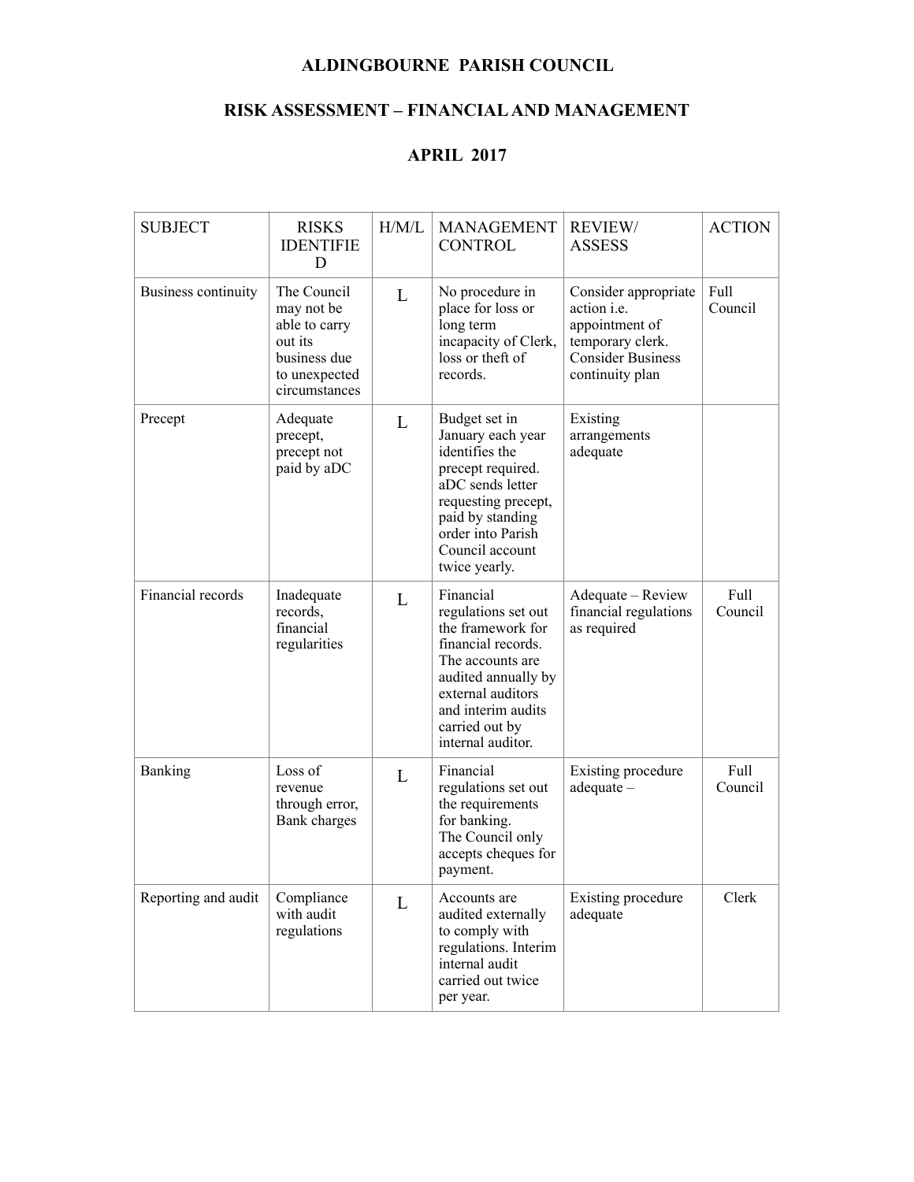# ALDINGBOURNE PARISH COUNCIL

## RISK ASSESSMENT – FINANCIAL AND MANAGEMENT

## APRIL 2017

| SUBJECT | RISKS IDENTIFIED | H/M/L | MANAGEMENT CONTROL | REVIEW/ ASSESS | ACTION |
|---|---|---|---|---|---|
| Business continuity | The Council may not be able to carry out its business due to unexpected circumstances | L | No procedure in place for loss or long term incapacity of Clerk, loss or theft of records. | Consider appropriate action i.e. appointment of temporary clerk. Consider Business continuity plan | Full Council |
| Precept | Adequate precept, precept not paid by aDC | L | Budget set in January each year identifies the precept required. aDC sends letter requesting precept, paid by standing order into Parish Council account twice yearly. | Existing arrangements adequate | |
| Financial records | Inadequate records, financial regularities | L | Financial regulations set out the framework for financial records. The accounts are audited annually by external auditors and interim audits carried out by internal auditor. | Adequate – Review financial regulations as required | Full Council |
| Banking | Loss of revenue through error, Bank charges | L | Financial regulations set out the requirements for banking. The Council only accepts cheques for payment. | Existing procedure adequate – | Full Council |
| Reporting and audit | Compliance with audit regulations | L | Accounts are audited externally to comply with regulations. Interim internal audit carried out twice per year. | Existing procedure adequate | Clerk |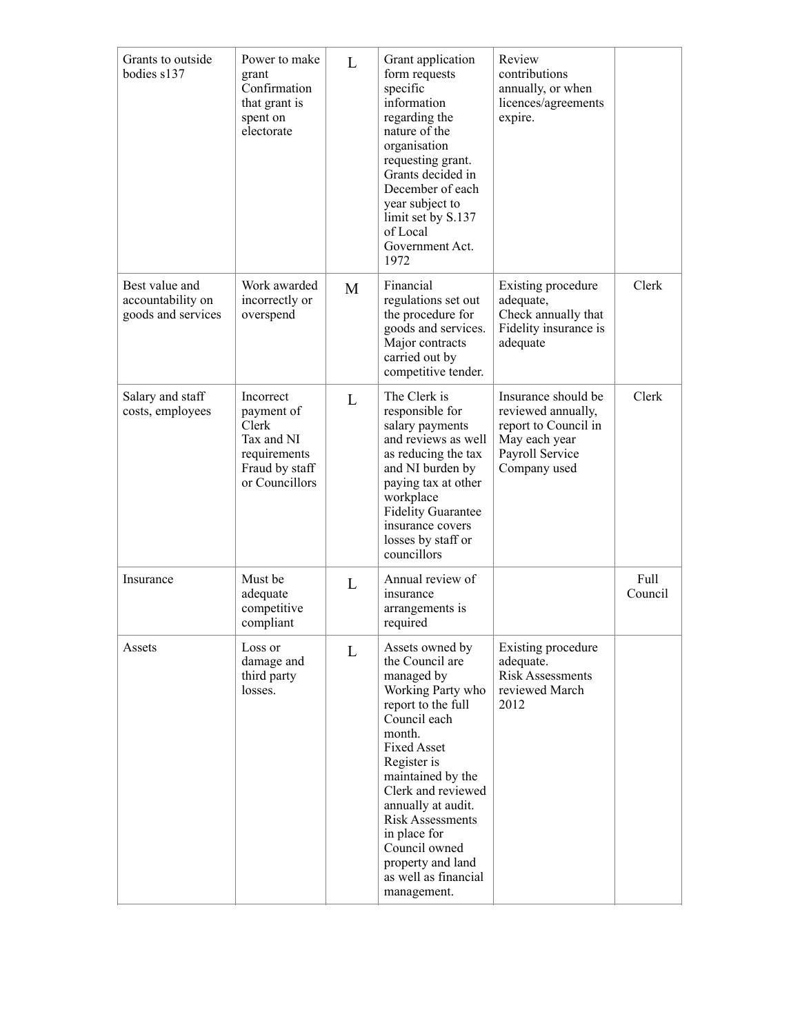| | | | | | |
|---|---|---|---|---|---|
| Grants to outside bodies s137 | Power to make grant Confirmation that grant is spent on electorate | L | Grant application form requests specific information regarding the nature of the organisation requesting grant. Grants decided in December of each year subject to limit set by S.137 of Local Government Act. 1972 | Review contributions annually, or when licences/agreements expire. | |
| Best value and accountability on goods and services | Work awarded incorrectly or overspend | M | Financial regulations set out the procedure for goods and services. Major contracts carried out by competitive tender. | Existing procedure adequate, Check annually that Fidelity insurance is adequate | Clerk |
| Salary and staff costs, employees | Incorrect payment of Clerk Tax and NI requirements Fraud by staff or Councillors | L | The Clerk is responsible for salary payments and reviews as well as reducing the tax and NI burden by paying tax at other workplace Fidelity Guarantee insurance covers losses by staff or councillors | Insurance should be reviewed annually, report to Council in May each year Payroll Service Company used | Clerk |
| Insurance | Must be adequate competitive compliant | L | Annual review of insurance arrangements is required | | Full Council |
| Assets | Loss or damage and third party losses. | L | Assets owned by the Council are managed by Working Party who report to the full Council each month. Fixed Asset Register is maintained by the Clerk and reviewed annually at audit. Risk Assessments in place for Council owned property and land as well as financial management. | Existing procedure adequate. Risk Assessments reviewed March 2012 | |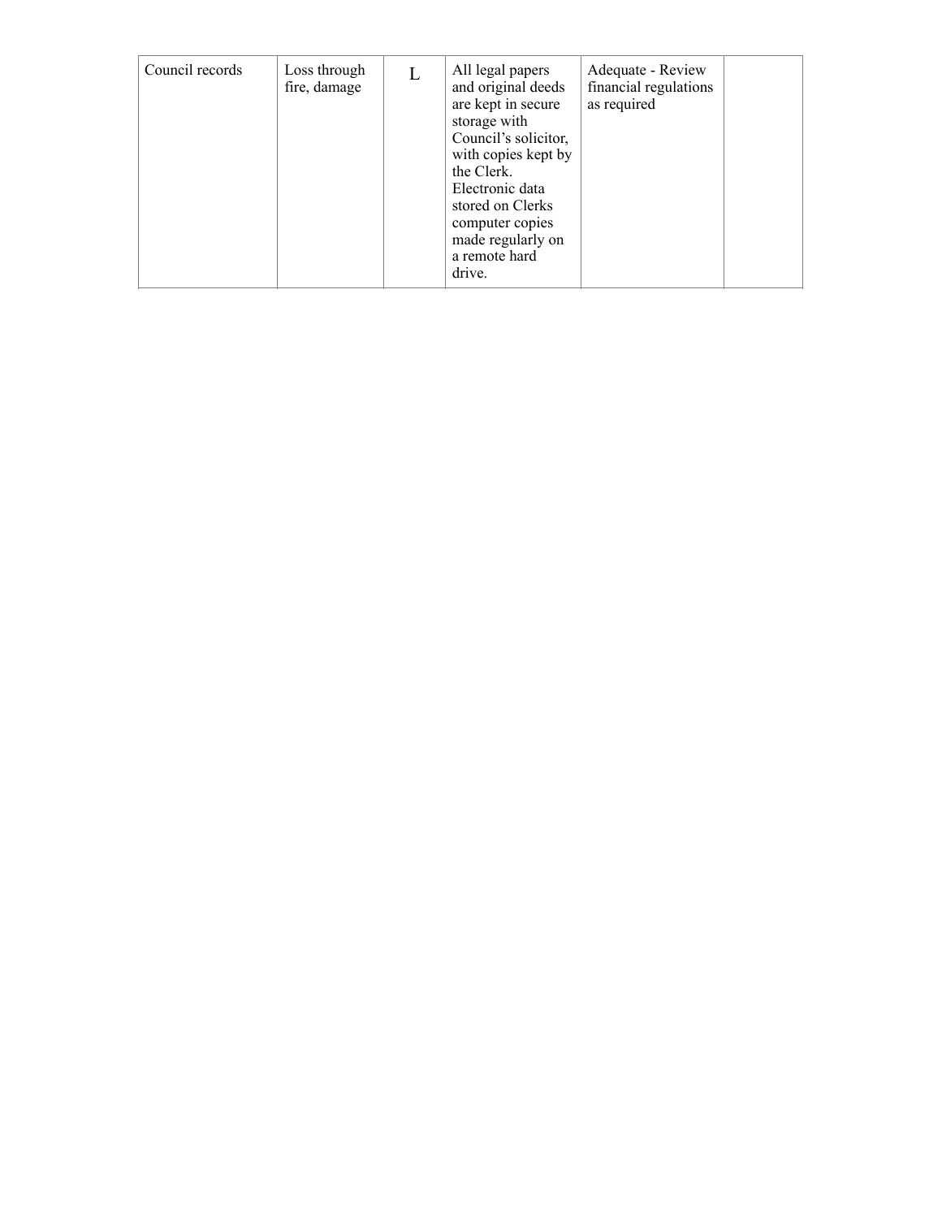| | | | | | |
|---|---|---|---|---|---|
| Council records | Loss through fire, damage | L | All legal papers and original deeds are kept in secure storage with Council's solicitor, with copies kept by the Clerk. Electronic data stored on Clerks computer copies made regularly on a remote hard drive. | Adequate - Review financial regulations as required | |